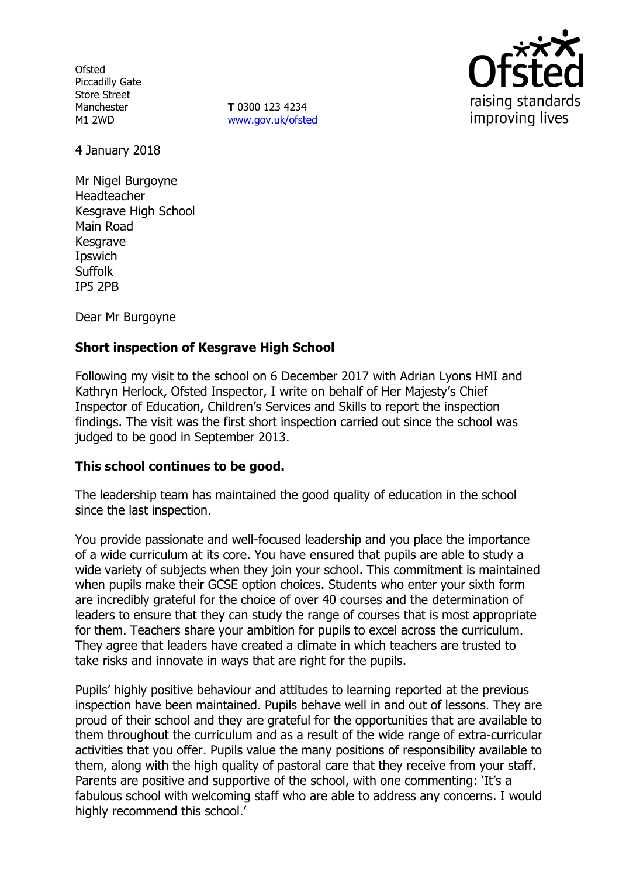Ofsted
Piccadilly Gate
Store Street
Manchester
M1 2WD

**T** 0300 123 4234
www.gov.uk/ofsted

raising standards
improving lives

4 January 2018

Mr Nigel Burgoyne
Headteacher
Kesgrave High School
Main Road
Kesgrave
Ipswich
Suffolk
IP5 2PB

Dear Mr Burgoyne

**Short inspection of Kesgrave High School**

Following my visit to the school on 6 December 2017 with Adrian Lyons HMI and Kathryn Herlock, Ofsted Inspector, I write on behalf of Her Majesty's Chief Inspector of Education, Children's Services and Skills to report the inspection findings. The visit was the first short inspection carried out since the school was judged to be good in September 2013.

**This school continues to be good.**

The leadership team has maintained the good quality of education in the school since the last inspection.

You provide passionate and well-focused leadership and you place the importance of a wide curriculum at its core. You have ensured that pupils are able to study a wide variety of subjects when they join your school. This commitment is maintained when pupils make their GCSE option choices. Students who enter your sixth form are incredibly grateful for the choice of over 40 courses and the determination of leaders to ensure that they can study the range of courses that is most appropriate for them. Teachers share your ambition for pupils to excel across the curriculum. They agree that leaders have created a climate in which teachers are trusted to take risks and innovate in ways that are right for the pupils.

Pupils' highly positive behaviour and attitudes to learning reported at the previous inspection have been maintained. Pupils behave well in and out of lessons. They are proud of their school and they are grateful for the opportunities that are available to them throughout the curriculum and as a result of the wide range of extra-curricular activities that you offer. Pupils value the many positions of responsibility available to them, along with the high quality of pastoral care that they receive from your staff. Parents are positive and supportive of the school, with one commenting: 'It's a fabulous school with welcoming staff who are able to address any concerns. I would highly recommend this school.'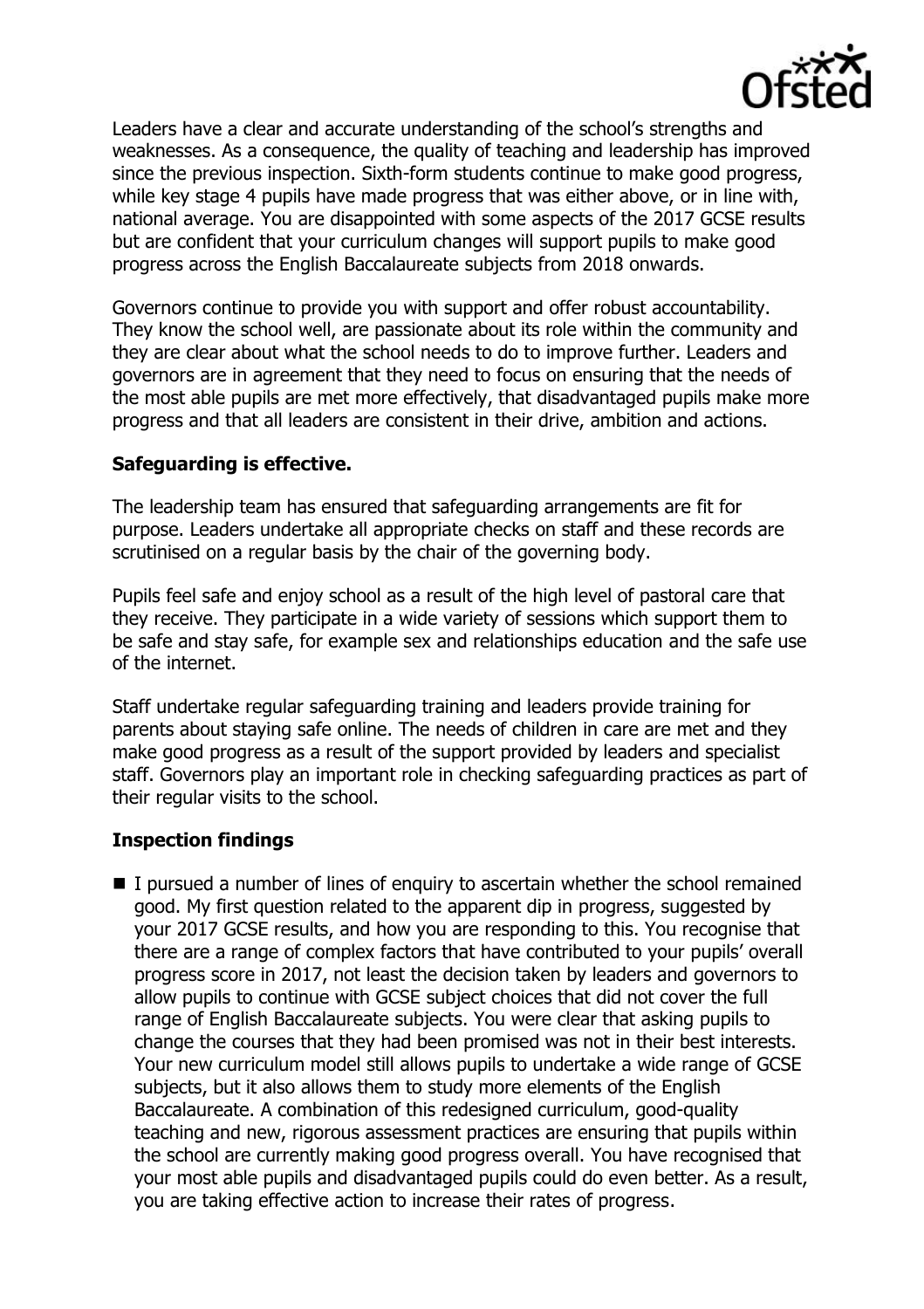Leaders have a clear and accurate understanding of the school's strengths and weaknesses. As a consequence, the quality of teaching and leadership has improved since the previous inspection. Sixth-form students continue to make good progress, while key stage 4 pupils have made progress that was either above, or in line with, national average. You are disappointed with some aspects of the 2017 GCSE results but are confident that your curriculum changes will support pupils to make good progress across the English Baccalaureate subjects from 2018 onwards.

Governors continue to provide you with support and offer robust accountability. They know the school well, are passionate about its role within the community and they are clear about what the school needs to do to improve further. Leaders and governors are in agreement that they need to focus on ensuring that the needs of the most able pupils are met more effectively, that disadvantaged pupils make more progress and that all leaders are consistent in their drive, ambition and actions.

## Safeguarding is effective.

The leadership team has ensured that safeguarding arrangements are fit for purpose. Leaders undertake all appropriate checks on staff and these records are scrutinised on a regular basis by the chair of the governing body.

Pupils feel safe and enjoy school as a result of the high level of pastoral care that they receive. They participate in a wide variety of sessions which support them to be safe and stay safe, for example sex and relationships education and the safe use of the internet.

Staff undertake regular safeguarding training and leaders provide training for parents about staying safe online. The needs of children in care are met and they make good progress as a result of the support provided by leaders and specialist staff. Governors play an important role in checking safeguarding practices as part of their regular visits to the school.

## Inspection findings

- I pursued a number of lines of enquiry to ascertain whether the school remained good. My first question related to the apparent dip in progress, suggested by your 2017 GCSE results, and how you are responding to this. You recognise that there are a range of complex factors that have contributed to your pupils' overall progress score in 2017, not least the decision taken by leaders and governors to allow pupils to continue with GCSE subject choices that did not cover the full range of English Baccalaureate subjects. You were clear that asking pupils to change the courses that they had been promised was not in their best interests. Your new curriculum model still allows pupils to undertake a wide range of GCSE subjects, but it also allows them to study more elements of the English Baccalaureate. A combination of this redesigned curriculum, good-quality teaching and new, rigorous assessment practices are ensuring that pupils within the school are currently making good progress overall. You have recognised that your most able pupils and disadvantaged pupils could do even better. As a result, you are taking effective action to increase their rates of progress.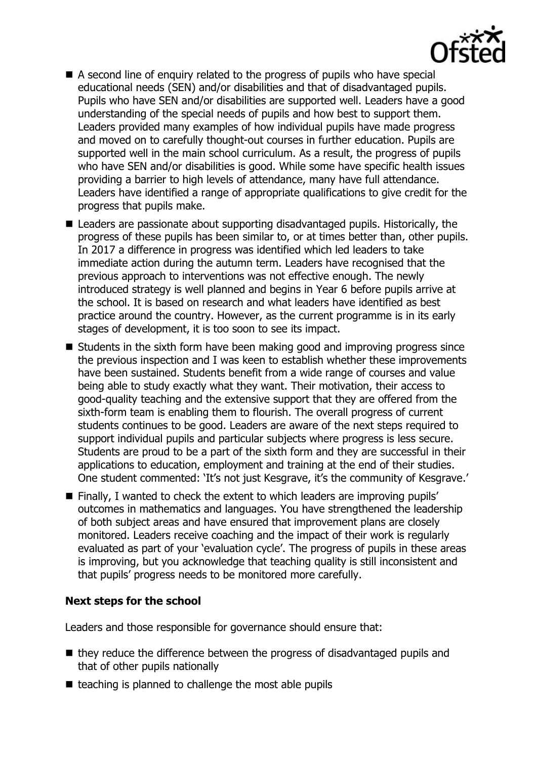- A second line of enquiry related to the progress of pupils who have special educational needs (SEN) and/or disabilities and that of disadvantaged pupils. Pupils who have SEN and/or disabilities are supported well. Leaders have a good understanding of the special needs of pupils and how best to support them. Leaders provided many examples of how individual pupils have made progress and moved on to carefully thought-out courses in further education. Pupils are supported well in the main school curriculum. As a result, the progress of pupils who have SEN and/or disabilities is good. While some have specific health issues providing a barrier to high levels of attendance, many have full attendance. Leaders have identified a range of appropriate qualifications to give credit for the progress that pupils make.
- Leaders are passionate about supporting disadvantaged pupils. Historically, the progress of these pupils has been similar to, or at times better than, other pupils. In 2017 a difference in progress was identified which led leaders to take immediate action during the autumn term. Leaders have recognised that the previous approach to interventions was not effective enough. The newly introduced strategy is well planned and begins in Year 6 before pupils arrive at the school. It is based on research and what leaders have identified as best practice around the country. However, as the current programme is in its early stages of development, it is too soon to see its impact.
- Students in the sixth form have been making good and improving progress since the previous inspection and I was keen to establish whether these improvements have been sustained. Students benefit from a wide range of courses and value being able to study exactly what they want. Their motivation, their access to good-quality teaching and the extensive support that they are offered from the sixth-form team is enabling them to flourish. The overall progress of current students continues to be good. Leaders are aware of the next steps required to support individual pupils and particular subjects where progress is less secure. Students are proud to be a part of the sixth form and they are successful in their applications to education, employment and training at the end of their studies. One student commented: 'It's not just Kesgrave, it's the community of Kesgrave.'
- Finally, I wanted to check the extent to which leaders are improving pupils' outcomes in mathematics and languages. You have strengthened the leadership of both subject areas and have ensured that improvement plans are closely monitored. Leaders receive coaching and the impact of their work is regularly evaluated as part of your 'evaluation cycle'. The progress of pupils in these areas is improving, but you acknowledge that teaching quality is still inconsistent and that pupils' progress needs to be monitored more carefully.

**Next steps for the school**

Leaders and those responsible for governance should ensure that:

- they reduce the difference between the progress of disadvantaged pupils and that of other pupils nationally
- teaching is planned to challenge the most able pupils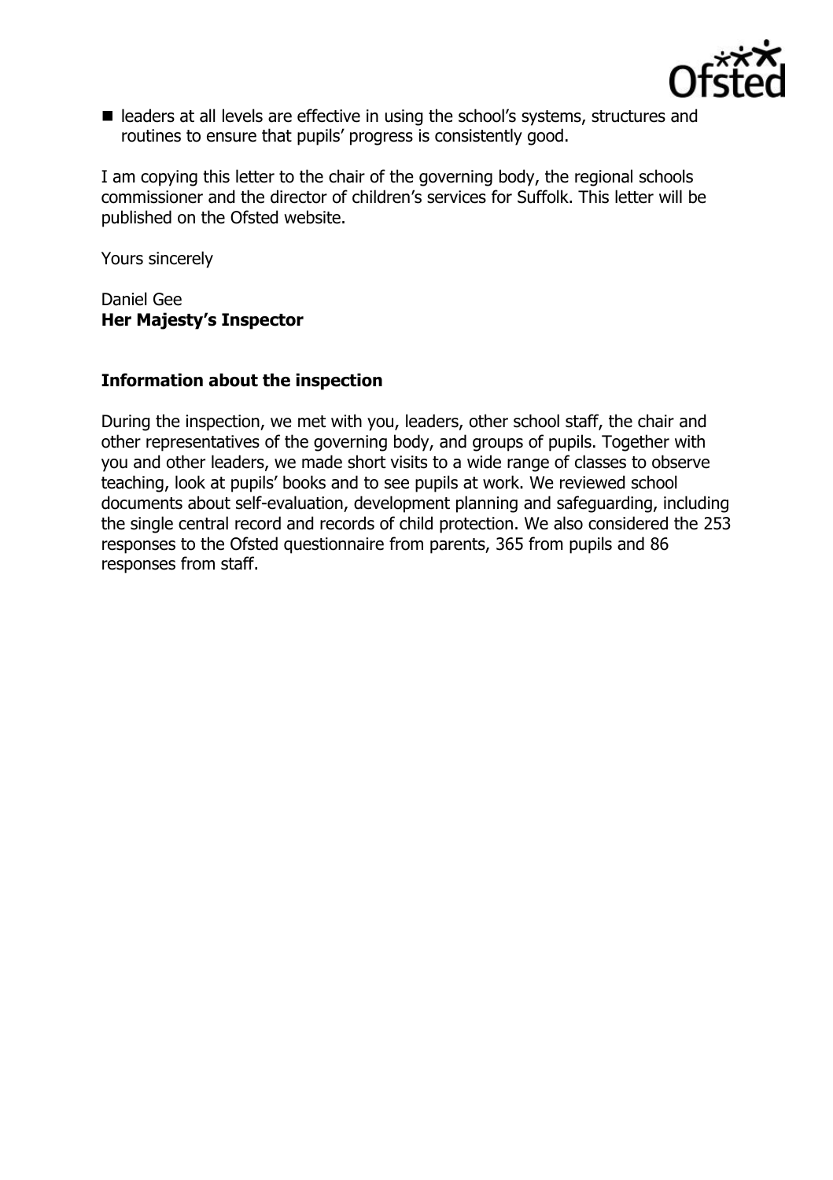- leaders at all levels are effective in using the school's systems, structures and routines to ensure that pupils' progress is consistently good.

I am copying this letter to the chair of the governing body, the regional schools commissioner and the director of children's services for Suffolk. This letter will be published on the Ofsted website.

Yours sincerely

Daniel Gee
**Her Majesty's Inspector**

## Information about the inspection

During the inspection, we met with you, leaders, other school staff, the chair and other representatives of the governing body, and groups of pupils. Together with you and other leaders, we made short visits to a wide range of classes to observe teaching, look at pupils' books and to see pupils at work. We reviewed school documents about self-evaluation, development planning and safeguarding, including the single central record and records of child protection. We also considered the 253 responses to the Ofsted questionnaire from parents, 365 from pupils and 86 responses from staff.